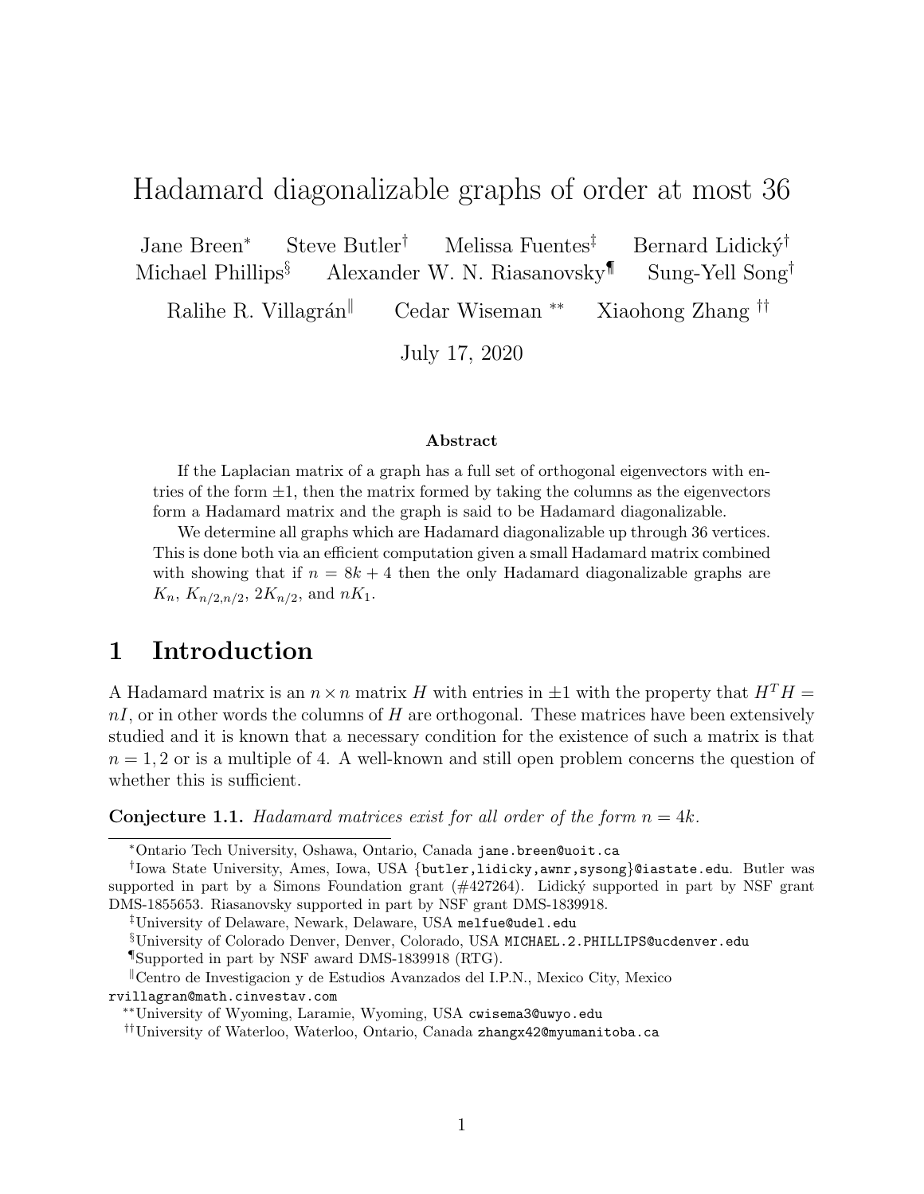# Hadamard diagonalizable graphs of order at most 36

Jane Breen[*] Steve Butler[†] Melissa Fuentes[‡] Bernard Lidický[†]
Michael Phillips[§] Alexander W. N. Riasanovsky[¶] Sung-Yell Song[†]
Ralihe R. Villagrán[‖] Cedar Wiseman [**] Xiaohong Zhang [††]

July 17, 2020

**Abstract**

If the Laplacian matrix of a graph has a full set of orthogonal eigenvectors with entries of the form $\pm 1$, then the matrix formed by taking the columns as the eigenvectors form a Hadamard matrix and the graph is said to be Hadamard diagonalizable.

We determine all graphs which are Hadamard diagonalizable up through 36 vertices. This is done both via an efficient computation given a small Hadamard matrix combined with showing that if $n = 8k + 4$ then the only Hadamard diagonalizable graphs are $K_n$, $K_{n/2,n/2}$, $2K_{n/2}$, and $nK_1$.

## 1 Introduction

A Hadamard matrix is an $n \times n$ matrix $H$ with entries in $\pm 1$ with the property that $H^T H = nI$, or in other words the columns of $H$ are orthogonal. These matrices have been extensively studied and it is known that a necessary condition for the existence of such a matrix is that $n = 1, 2$ or is a multiple of 4. A well-known and still open problem concerns the question of whether this is sufficient.

**Conjecture 1.1.** *Hadamard matrices exist for all order of the form $n = 4k$.*

---

[*]Ontario Tech University, Oshawa, Ontario, Canada `jane.breen@uoit.ca`

[†]Iowa State University, Ames, Iowa, USA `{butler,lidicky,awnr,sysong}@iastate.edu`. Butler was supported in part by a Simons Foundation grant (#427264). Lidický supported in part by NSF grant DMS-1855653. Riasanovsky supported in part by NSF grant DMS-1839918.

[‡]University of Delaware, Newark, Delaware, USA `melfue@udel.edu`

[§]University of Colorado Denver, Denver, Colorado, USA `MICHAEL.2.PHILLIPS@ucdenver.edu`

[¶]Supported in part by NSF award DMS-1839918 (RTG).

[‖]Centro de Investigacion y de Estudios Avanzados del I.P.N., Mexico City, Mexico `rvillagran@math.cinvestav.com`

[**]University of Wyoming, Laramie, Wyoming, USA `cwisema3@uwyo.edu`

[††]University of Waterloo, Waterloo, Ontario, Canada `zhangx42@myumanitoba.ca`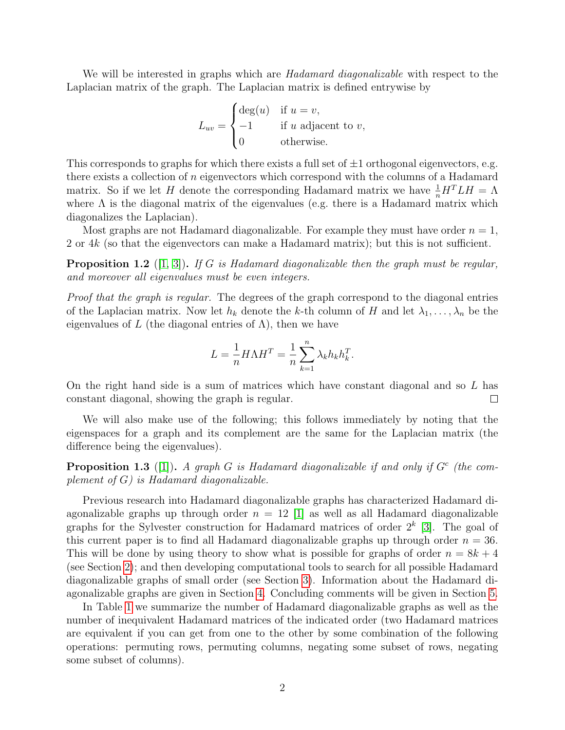We will be interested in graphs which are *Hadamard diagonalizable* with respect to the Laplacian matrix of the graph. The Laplacian matrix is defined entrywise by

$$L_{uv} = \begin{cases} \deg(u) & \text{if } u = v, \\ -1 & \text{if } u \text{ adjacent to } v, \\ 0 & \text{otherwise.} \end{cases}$$

This corresponds to graphs for which there exists a full set of $\pm 1$ orthogonal eigenvectors, e.g. there exists a collection of $n$ eigenvectors which correspond with the columns of a Hadamard matrix. So if we let $H$ denote the corresponding Hadamard matrix we have $\frac{1}{n}H^T LH = \Lambda$ where $\Lambda$ is the diagonal matrix of the eigenvalues (e.g. there is a Hadamard matrix which diagonalizes the Laplacian).

Most graphs are not Hadamard diagonalizable. For example they must have order $n = 1$, 2 or $4k$ (so that the eigenvectors can make a Hadamard matrix); but this is not sufficient.

**Proposition 1.2** ([1, 3])**.** *If $G$ is Hadamard diagonalizable then the graph must be regular, and moreover all eigenvalues must be even integers.*

*Proof that the graph is regular.* The degrees of the graph correspond to the diagonal entries of the Laplacian matrix. Now let $h_k$ denote the $k$-th column of $H$ and let $\lambda_1, \ldots, \lambda_n$ be the eigenvalues of $L$ (the diagonal entries of $\Lambda$), then we have

$$L = \frac{1}{n}H\Lambda H^T = \frac{1}{n}\sum_{k=1}^{n} \lambda_k h_k h_k^T.$$

On the right hand side is a sum of matrices which have constant diagonal and so $L$ has constant diagonal, showing the graph is regular. □

We will also make use of the following; this follows immediately by noting that the eigenspaces for a graph and its complement are the same for the Laplacian matrix (the difference being the eigenvalues).

**Proposition 1.3** ([1])**.** *A graph $G$ is Hadamard diagonalizable if and only if $G^c$ (the complement of $G$) is Hadamard diagonalizable.*

Previous research into Hadamard diagonalizable graphs has characterized Hadamard diagonalizable graphs up through order $n = 12$ [1] as well as all Hadamard diagonalizable graphs for the Sylvester construction for Hadamard matrices of order $2^k$ [3]. The goal of this current paper is to find all Hadamard diagonalizable graphs up through order $n = 36$. This will be done by using theory to show what is possible for graphs of order $n = 8k + 4$ (see Section 2); and then developing computational tools to search for all possible Hadamard diagonalizable graphs of small order (see Section 3). Information about the Hadamard diagonalizable graphs are given in Section 4. Concluding comments will be given in Section 5.

In Table 1 we summarize the number of Hadamard diagonalizable graphs as well as the number of inequivalent Hadamard matrices of the indicated order (two Hadamard matrices are equivalent if you can get from one to the other by some combination of the following operations: permuting rows, permuting columns, negating some subset of rows, negating some subset of columns).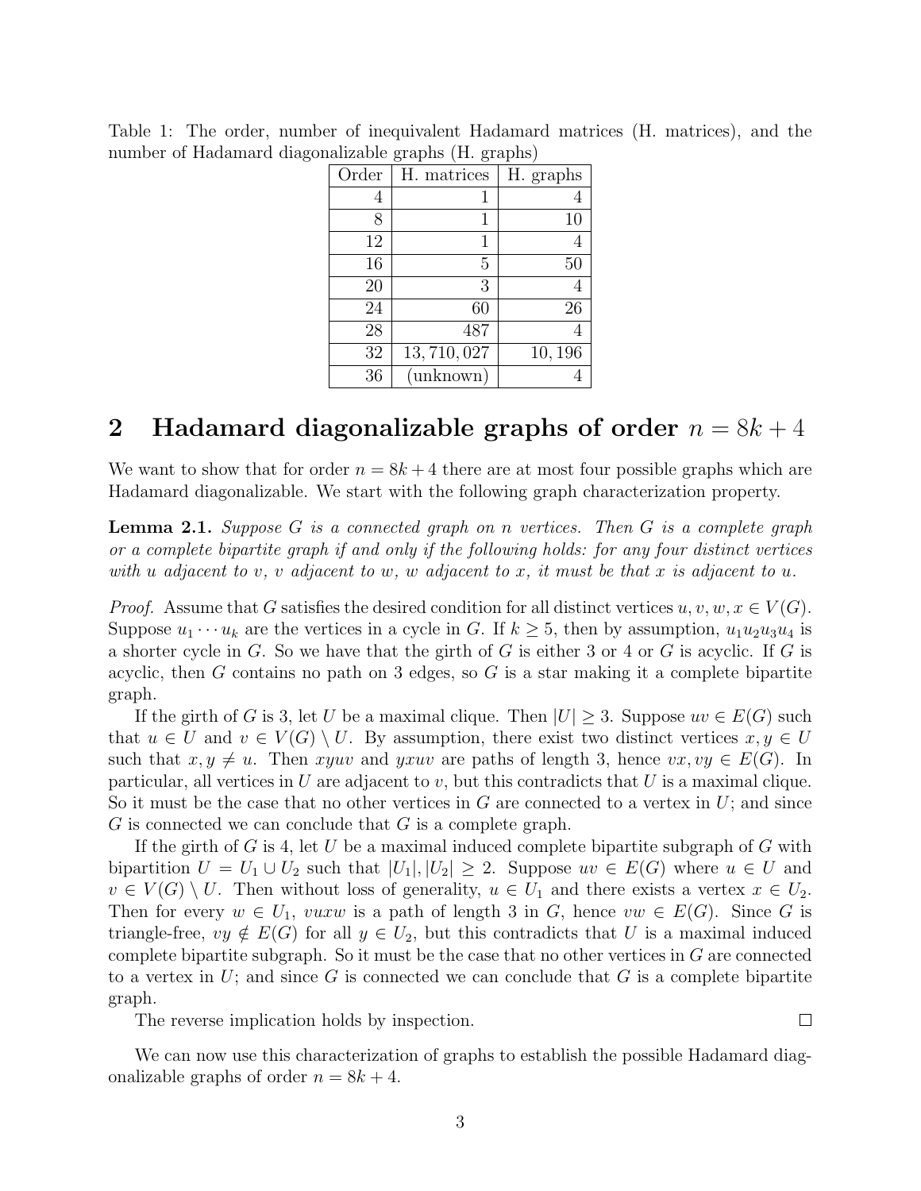Table 1: The order, number of inequivalent Hadamard matrices (H. matrices), and the number of Hadamard diagonalizable graphs (H. graphs)

| Order | H. matrices | H. graphs |
|---:|---:|---:|
| 4 | 1 | 4 |
| 8 | 1 | 10 |
| 12 | 1 | 4 |
| 16 | 5 | 50 |
| 20 | 3 | 4 |
| 24 | 60 | 26 |
| 28 | 487 | 4 |
| 32 | 13,710,027 | 10,196 |
| 36 | (unknown) | 4 |

## 2 Hadamard diagonalizable graphs of order $n = 8k + 4$

We want to show that for order $n = 8k + 4$ there are at most four possible graphs which are Hadamard diagonalizable. We start with the following graph characterization property.

**Lemma 2.1.** *Suppose $G$ is a connected graph on $n$ vertices. Then $G$ is a complete graph or a complete bipartite graph if and only if the following holds: for any four distinct vertices with $u$ adjacent to $v$, $v$ adjacent to $w$, $w$ adjacent to $x$, it must be that $x$ is adjacent to $u$.*

*Proof.* Assume that $G$ satisfies the desired condition for all distinct vertices $u, v, w, x \in V(G)$. Suppose $u_1 \cdots u_k$ are the vertices in a cycle in $G$. If $k \geq 5$, then by assumption, $u_1u_2u_3u_4$ is a shorter cycle in $G$. So we have that the girth of $G$ is either 3 or 4 or $G$ is acyclic. If $G$ is acyclic, then $G$ contains no path on 3 edges, so $G$ is a star making it a complete bipartite graph.

If the girth of $G$ is 3, let $U$ be a maximal clique. Then $|U| \geq 3$. Suppose $uv \in E(G)$ such that $u \in U$ and $v \in V(G) \setminus U$. By assumption, there exist two distinct vertices $x, y \in U$ such that $x, y \neq u$. Then $xyuv$ and $yxuv$ are paths of length 3, hence $vx, vy \in E(G)$. In particular, all vertices in $U$ are adjacent to $v$, but this contradicts that $U$ is a maximal clique. So it must be the case that no other vertices in $G$ are connected to a vertex in $U$; and since $G$ is connected we can conclude that $G$ is a complete graph.

If the girth of $G$ is 4, let $U$ be a maximal induced complete bipartite subgraph of $G$ with bipartition $U = U_1 \cup U_2$ such that $|U_1|, |U_2| \geq 2$. Suppose $uv \in E(G)$ where $u \in U$ and $v \in V(G) \setminus U$. Then without loss of generality, $u \in U_1$ and there exists a vertex $x \in U_2$. Then for every $w \in U_1$, $vuxw$ is a path of length 3 in $G$, hence $vw \in E(G)$. Since $G$ is triangle-free, $vy \notin E(G)$ for all $y \in U_2$, but this contradicts that $U$ is a maximal induced complete bipartite subgraph. So it must be the case that no other vertices in $G$ are connected to a vertex in $U$; and since $G$ is connected we can conclude that $G$ is a complete bipartite graph.

The reverse implication holds by inspection. □

We can now use this characterization of graphs to establish the possible Hadamard diagonalizable graphs of order $n = 8k + 4$.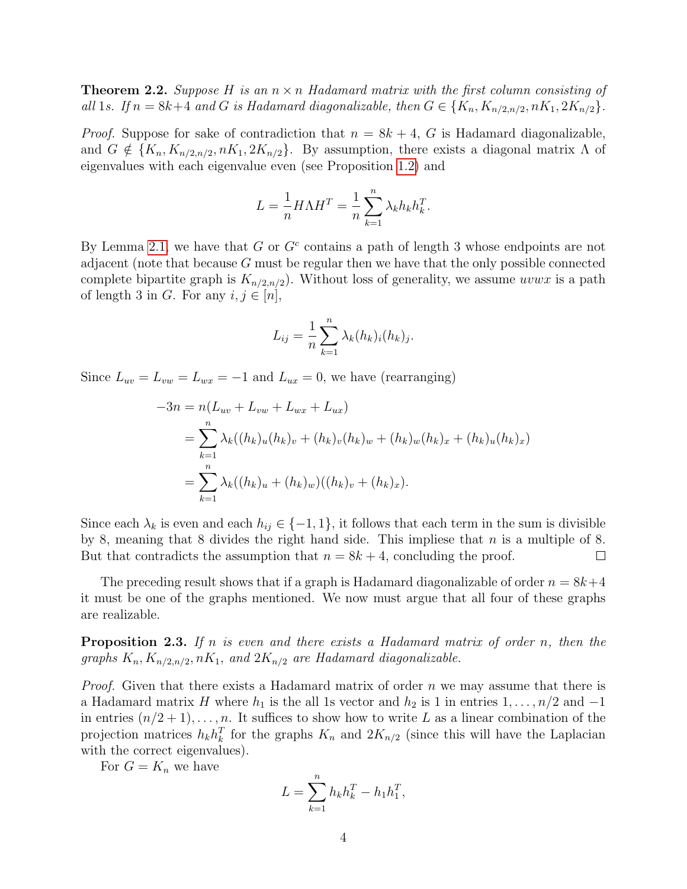**Theorem 2.2.** *Suppose $H$ is an $n \times n$ Hadamard matrix with the first column consisting of all 1s. If $n = 8k+4$ and $G$ is Hadamard diagonalizable, then $G \in \{K_n, K_{n/2,n/2}, nK_1, 2K_{n/2}\}$.*

*Proof.* Suppose for sake of contradiction that $n = 8k + 4$, $G$ is Hadamard diagonalizable, and $G \notin \{K_n, K_{n/2,n/2}, nK_1, 2K_{n/2}\}$. By assumption, there exists a diagonal matrix $\Lambda$ of eigenvalues with each eigenvalue even (see Proposition 1.2) and

$$L = \frac{1}{n} H \Lambda H^T = \frac{1}{n} \sum_{k=1}^{n} \lambda_k h_k h_k^T.$$

By Lemma 2.1, we have that $G$ or $G^c$ contains a path of length 3 whose endpoints are not adjacent (note that because $G$ must be regular then we have that the only possible connected complete bipartite graph is $K_{n/2,n/2}$). Without loss of generality, we assume $uvwx$ is a path of length 3 in $G$. For any $i, j \in [n]$,

$$L_{ij} = \frac{1}{n} \sum_{k=1}^{n} \lambda_k (h_k)_i (h_k)_j.$$

Since $L_{uv} = L_{vw} = L_{wx} = -1$ and $L_{ux} = 0$, we have (rearranging)

$$\begin{aligned}
-3n &= n(L_{uv} + L_{vw} + L_{wx} + L_{ux}) \\
&= \sum_{k=1}^{n} \lambda_k ((h_k)_u (h_k)_v + (h_k)_v (h_k)_w + (h_k)_w (h_k)_x + (h_k)_u (h_k)_x) \\
&= \sum_{k=1}^{n} \lambda_k ((h_k)_u + (h_k)_w)((h_k)_v + (h_k)_x).
\end{aligned}$$

Since each $\lambda_k$ is even and each $h_{ij} \in \{-1, 1\}$, it follows that each term in the sum is divisible by 8, meaning that 8 divides the right hand side. This impliese that $n$ is a multiple of 8. But that contradicts the assumption that $n = 8k + 4$, concluding the proof. □

The preceding result shows that if a graph is Hadamard diagonalizable of order $n = 8k+4$ it must be one of the graphs mentioned. We now must argue that all four of these graphs are realizable.

**Proposition 2.3.** *If $n$ is even and there exists a Hadamard matrix of order $n$, then the graphs $K_n, K_{n/2,n/2}, nK_1$, and $2K_{n/2}$ are Hadamard diagonalizable.*

*Proof.* Given that there exists a Hadamard matrix of order $n$ we may assume that there is a Hadamard matrix $H$ where $h_1$ is the all 1s vector and $h_2$ is 1 in entries $1, \ldots, n/2$ and $-1$ in entries $(n/2+1), \ldots, n$. It suffices to show how to write $L$ as a linear combination of the projection matrices $h_k h_k^T$ for the graphs $K_n$ and $2K_{n/2}$ (since this will have the Laplacian with the correct eigenvalues).

For $G = K_n$ we have

$$L = \sum_{k=1}^{n} h_k h_k^T - h_1 h_1^T,$$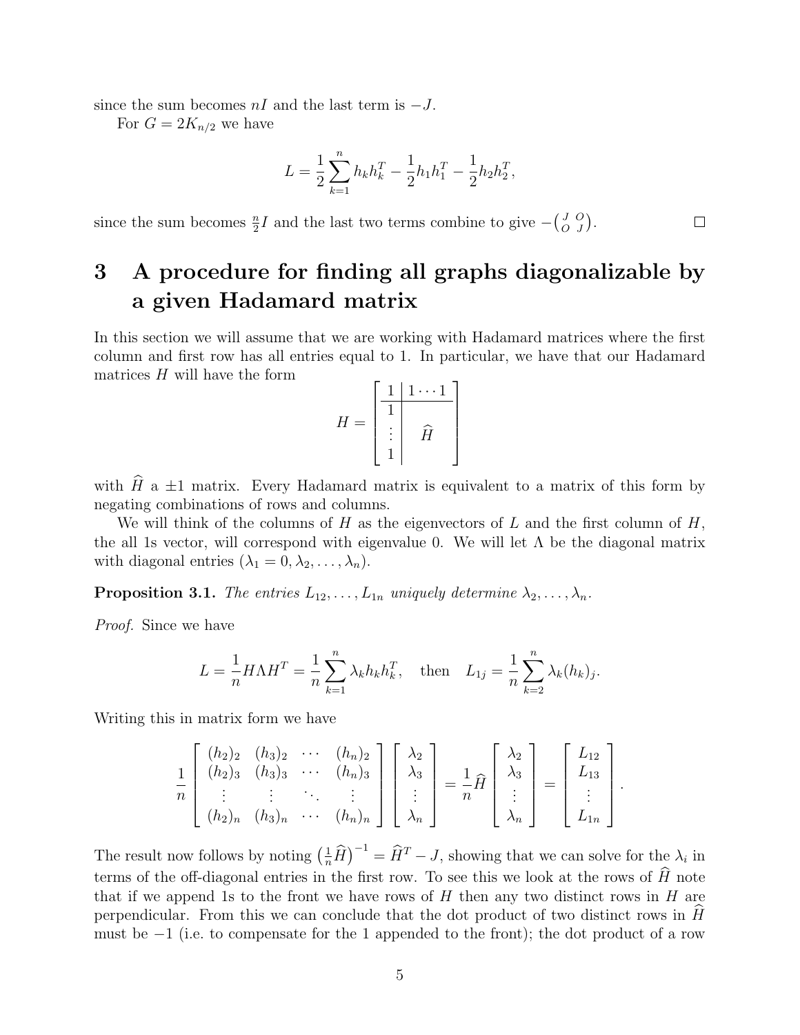since the sum becomes $nI$ and the last term is $-J$.

For $G = 2K_{n/2}$ we have

$$L = \frac{1}{2}\sum_{k=1}^{n} h_k h_k^T - \frac{1}{2}h_1 h_1^T - \frac{1}{2}h_2 h_2^T,$$

since the sum becomes $\frac{n}{2}I$ and the last two terms combine to give $-\left(\begin{smallmatrix} J & O \\ O & J \end{smallmatrix}\right)$. □

# 3 A procedure for finding all graphs diagonalizable by a given Hadamard matrix

In this section we will assume that we are working with Hadamard matrices where the first column and first row has all entries equal to 1. In particular, we have that our Hadamard matrices $H$ will have the form

$$H = \left[\begin{array}{c|c} 1 & 1 \cdots 1 \\ \hline 1 & \\ \vdots & \widehat{H} \\ 1 & \end{array}\right]$$

with $\widehat{H}$ a $\pm 1$ matrix. Every Hadamard matrix is equivalent to a matrix of this form by negating combinations of rows and columns.

We will think of the columns of $H$ as the eigenvectors of $L$ and the first column of $H$, the all 1s vector, will correspond with eigenvalue 0. We will let $\Lambda$ be the diagonal matrix with diagonal entries $(\lambda_1 = 0, \lambda_2, \ldots, \lambda_n)$.

**Proposition 3.1.** *The entries $L_{12}, \ldots, L_{1n}$ uniquely determine $\lambda_2, \ldots, \lambda_n$.*

*Proof.* Since we have

$$L = \frac{1}{n}H\Lambda H^T = \frac{1}{n}\sum_{k=1}^{n}\lambda_k h_k h_k^T, \quad \text{then} \quad L_{1j} = \frac{1}{n}\sum_{k=2}^{n}\lambda_k (h_k)_j.$$

Writing this in matrix form we have

$$\frac{1}{n}\begin{bmatrix} (h_2)_2 & (h_3)_2 & \cdots & (h_n)_2 \\ (h_2)_3 & (h_3)_3 & \cdots & (h_n)_3 \\ \vdots & \vdots & \ddots & \vdots \\ (h_2)_n & (h_3)_n & \cdots & (h_n)_n \end{bmatrix}\begin{bmatrix} \lambda_2 \\ \lambda_3 \\ \vdots \\ \lambda_n \end{bmatrix} = \frac{1}{n}\widehat{H}\begin{bmatrix} \lambda_2 \\ \lambda_3 \\ \vdots \\ \lambda_n \end{bmatrix} = \begin{bmatrix} L_{12} \\ L_{13} \\ \vdots \\ L_{1n} \end{bmatrix}.$$

The result now follows by noting $\left(\frac{1}{n}\widehat{H}\right)^{-1} = \widehat{H}^T - J$, showing that we can solve for the $\lambda_i$ in terms of the off-diagonal entries in the first row. To see this we look at the rows of $\widehat{H}$ note that if we append 1s to the front we have rows of $H$ then any two distinct rows in $H$ are perpendicular. From this we can conclude that the dot product of two distinct rows in $\widehat{H}$ must be $-1$ (i.e. to compensate for the 1 appended to the front); the dot product of a row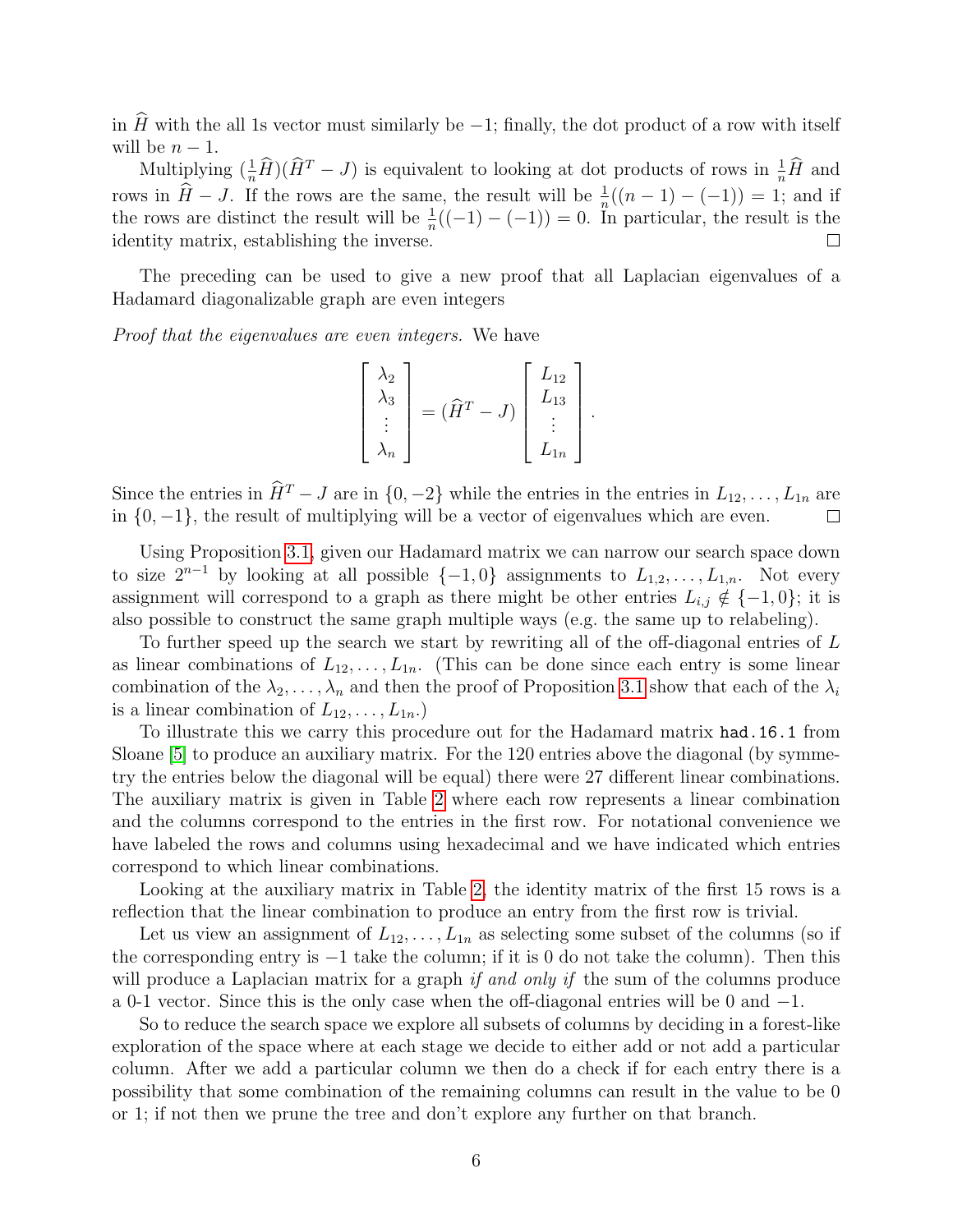in $\widehat{H}$ with the all 1s vector must similarly be $-1$; finally, the dot product of a row with itself will be $n-1$.

Multiplying $(\frac{1}{n}\widehat{H})(\widehat{H}^T - J)$ is equivalent to looking at dot products of rows in $\frac{1}{n}\widehat{H}$ and rows in $\widehat{H} - J$. If the rows are the same, the result will be $\frac{1}{n}((n-1)-(-1)) = 1$; and if the rows are distinct the result will be $\frac{1}{n}((-1)-(-1)) = 0$. In particular, the result is the identity matrix, establishing the inverse. $\square$

The preceding can be used to give a new proof that all Laplacian eigenvalues of a Hadamard diagonalizable graph are even integers

*Proof that the eigenvalues are even integers.* We have

$$\begin{bmatrix} \lambda_2 \\ \lambda_3 \\ \vdots \\ \lambda_n \end{bmatrix} = (\widehat{H}^T - J) \begin{bmatrix} L_{12} \\ L_{13} \\ \vdots \\ L_{1n} \end{bmatrix}.$$

Since the entries in $\widehat{H}^T - J$ are in $\{0, -2\}$ while the entries in the entries in $L_{12}, \ldots, L_{1n}$ are in $\{0, -1\}$, the result of multiplying will be a vector of eigenvalues which are even. $\square$

Using Proposition 3.1, given our Hadamard matrix we can narrow our search space down to size $2^{n-1}$ by looking at all possible $\{-1, 0\}$ assignments to $L_{1,2}, \ldots, L_{1,n}$. Not every assignment will correspond to a graph as there might be other entries $L_{i,j} \notin \{-1, 0\}$; it is also possible to construct the same graph multiple ways (e.g. the same up to relabeling).

To further speed up the search we start by rewriting all of the off-diagonal entries of $L$ as linear combinations of $L_{12}, \ldots, L_{1n}$. (This can be done since each entry is some linear combination of the $\lambda_2, \ldots, \lambda_n$ and then the proof of Proposition 3.1 show that each of the $\lambda_i$ is a linear combination of $L_{12}, \ldots, L_{1n}$.)

To illustrate this we carry this procedure out for the Hadamard matrix `had.16.1` from Sloane [5] to produce an auxiliary matrix. For the 120 entries above the diagonal (by symmetry the entries below the diagonal will be equal) there were 27 different linear combinations. The auxiliary matrix is given in Table 2 where each row represents a linear combination and the columns correspond to the entries in the first row. For notational convenience we have labeled the rows and columns using hexadecimal and we have indicated which entries correspond to which linear combinations.

Looking at the auxiliary matrix in Table 2, the identity matrix of the first 15 rows is a reflection that the linear combination to produce an entry from the first row is trivial.

Let us view an assignment of $L_{12}, \ldots, L_{1n}$ as selecting some subset of the columns (so if the corresponding entry is $-1$ take the column; if it is 0 do not take the column). Then this will produce a Laplacian matrix for a graph *if and only if* the sum of the columns produce a 0-1 vector. Since this is the only case when the off-diagonal entries will be 0 and $-1$.

So to reduce the search space we explore all subsets of columns by deciding in a forest-like exploration of the space where at each stage we decide to either add or not add a particular column. After we add a particular column we then do a check if for each entry there is a possibility that some combination of the remaining columns can result in the value to be 0 or 1; if not then we prune the tree and don't explore any further on that branch.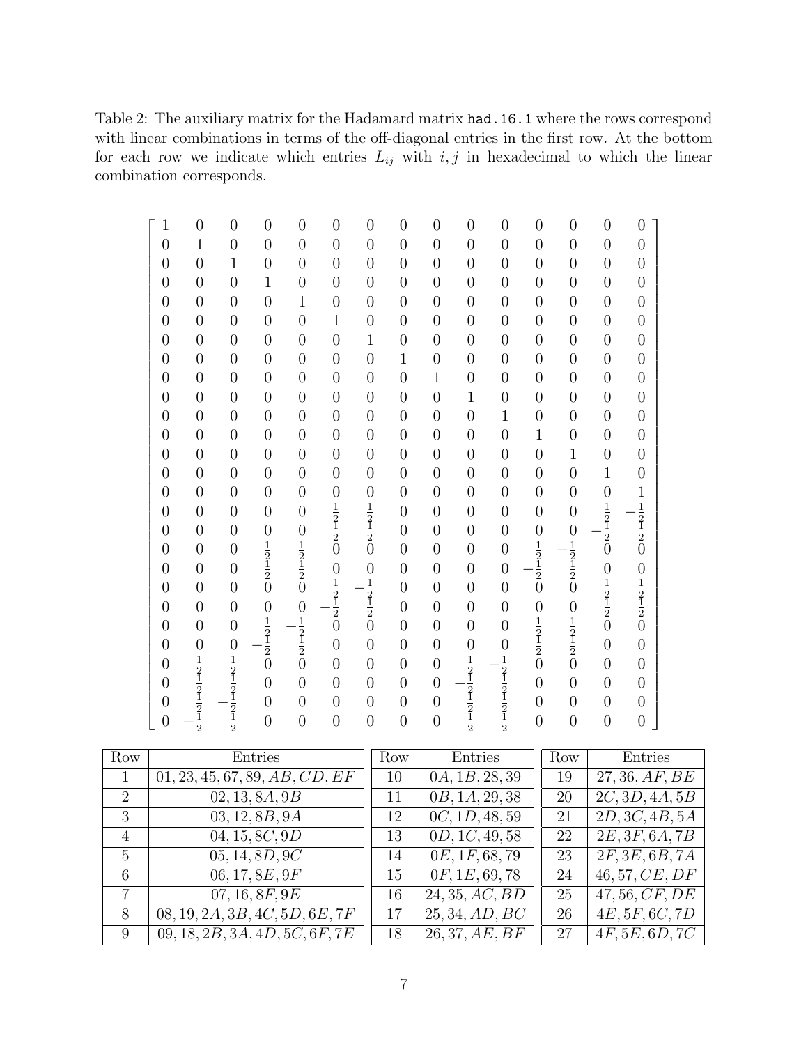Table 2: The auxiliary matrix for the Hadamard matrix `had.16.1` where the rows correspond with linear combinations in terms of the off-diagonal entries in the first row. At the bottom for each row we indicate which entries $L_{ij}$ with $i, j$ in hexadecimal to which the linear combination corresponds.

$$
\begin{bmatrix}
1 & 0 & 0 & 0 & 0 & 0 & 0 & 0 & 0 & 0 & 0 & 0 & 0 & 0 & 0 \\
0 & 1 & 0 & 0 & 0 & 0 & 0 & 0 & 0 & 0 & 0 & 0 & 0 & 0 & 0 \\
0 & 0 & 1 & 0 & 0 & 0 & 0 & 0 & 0 & 0 & 0 & 0 & 0 & 0 & 0 \\
0 & 0 & 0 & 1 & 0 & 0 & 0 & 0 & 0 & 0 & 0 & 0 & 0 & 0 & 0 \\
0 & 0 & 0 & 0 & 1 & 0 & 0 & 0 & 0 & 0 & 0 & 0 & 0 & 0 & 0 \\
0 & 0 & 0 & 0 & 0 & 1 & 0 & 0 & 0 & 0 & 0 & 0 & 0 & 0 & 0 \\
0 & 0 & 0 & 0 & 0 & 0 & 1 & 0 & 0 & 0 & 0 & 0 & 0 & 0 & 0 \\
0 & 0 & 0 & 0 & 0 & 0 & 0 & 1 & 0 & 0 & 0 & 0 & 0 & 0 & 0 \\
0 & 0 & 0 & 0 & 0 & 0 & 0 & 0 & 1 & 0 & 0 & 0 & 0 & 0 & 0 \\
0 & 0 & 0 & 0 & 0 & 0 & 0 & 0 & 0 & 1 & 0 & 0 & 0 & 0 & 0 \\
0 & 0 & 0 & 0 & 0 & 0 & 0 & 0 & 0 & 0 & 1 & 0 & 0 & 0 & 0 \\
0 & 0 & 0 & 0 & 0 & 0 & 0 & 0 & 0 & 0 & 0 & 1 & 0 & 0 & 0 \\
0 & 0 & 0 & 0 & 0 & 0 & 0 & 0 & 0 & 0 & 0 & 0 & 1 & 0 & 0 \\
0 & 0 & 0 & 0 & 0 & 0 & 0 & 0 & 0 & 0 & 0 & 0 & 0 & 1 & 0 \\
0 & 0 & 0 & 0 & 0 & 0 & 0 & 0 & 0 & 0 & 0 & 0 & 0 & 0 & 1 \\
0 & 0 & 0 & 0 & 0 & \frac{1}{2} & \frac{1}{2} & 0 & 0 & 0 & 0 & 0 & 0 & \frac{1}{2} & -\frac{1}{2} \\
0 & 0 & 0 & 0 & 0 & \frac{1}{2} & \frac{1}{2} & 0 & 0 & 0 & 0 & 0 & 0 & -\frac{1}{2} & \frac{1}{2} \\
0 & 0 & 0 & \frac{1}{2} & \frac{1}{2} & 0 & 0 & 0 & 0 & 0 & 0 & \frac{1}{2} & -\frac{1}{2} & 0 & 0 \\
0 & 0 & 0 & \frac{1}{2} & \frac{1}{2} & 0 & 0 & 0 & 0 & 0 & 0 & -\frac{1}{2} & \frac{1}{2} & 0 & 0 \\
0 & 0 & 0 & 0 & 0 & \frac{1}{2} & -\frac{1}{2} & 0 & 0 & 0 & 0 & 0 & 0 & \frac{1}{2} & \frac{1}{2} \\
0 & 0 & 0 & 0 & 0 & -\frac{1}{2} & \frac{1}{2} & 0 & 0 & 0 & 0 & 0 & 0 & \frac{1}{2} & \frac{1}{2} \\
0 & 0 & 0 & \frac{1}{2} & -\frac{1}{2} & 0 & 0 & 0 & 0 & 0 & 0 & \frac{1}{2} & \frac{1}{2} & 0 & 0 \\
0 & 0 & 0 & -\frac{1}{2} & \frac{1}{2} & 0 & 0 & 0 & 0 & 0 & 0 & \frac{1}{2} & \frac{1}{2} & 0 & 0 \\
0 & \frac{1}{2} & \frac{1}{2} & 0 & 0 & 0 & 0 & 0 & 0 & \frac{1}{2} & -\frac{1}{2} & 0 & 0 & 0 & 0 \\
0 & \frac{1}{2} & \frac{1}{2} & 0 & 0 & 0 & 0 & 0 & 0 & -\frac{1}{2} & \frac{1}{2} & 0 & 0 & 0 & 0 \\
0 & \frac{1}{2} & -\frac{1}{2} & 0 & 0 & 0 & 0 & 0 & 0 & \frac{1}{2} & \frac{1}{2} & 0 & 0 & 0 & 0 \\
0 & -\frac{1}{2} & \frac{1}{2} & 0 & 0 & 0 & 0 & 0 & 0 & \frac{1}{2} & \frac{1}{2} & 0 & 0 & 0 & 0
\end{bmatrix}
$$

| Row | Entries | Row | Entries | Row | Entries |
|---|---|---|---|---|---|
| 1 | 01, 23, 45, 67, 89, AB, CD, EF | 10 | 0A, 1B, 28, 39 | 19 | 27, 36, AF, BE |
| 2 | 02, 13, 8A, 9B | 11 | 0B, 1A, 29, 38 | 20 | 2C, 3D, 4A, 5B |
| 3 | 03, 12, 8B, 9A | 12 | 0C, 1D, 48, 59 | 21 | 2D, 3C, 4B, 5A |
| 4 | 04, 15, 8C, 9D | 13 | 0D, 1C, 49, 58 | 22 | 2E, 3F, 6A, 7B |
| 5 | 05, 14, 8D, 9C | 14 | 0E, 1F, 68, 79 | 23 | 2F, 3E, 6B, 7A |
| 6 | 06, 17, 8E, 9F | 15 | 0F, 1E, 69, 78 | 24 | 46, 57, CE, DF |
| 7 | 07, 16, 8F, 9E | 16 | 24, 35, AC, BD | 25 | 47, 56, CF, DE |
| 8 | 08, 19, 2A, 3B, 4C, 5D, 6E, 7F | 17 | 25, 34, AD, BC | 26 | 4E, 5F, 6C, 7D |
| 9 | 09, 18, 2B, 3A, 4D, 5C, 6F, 7E | 18 | 26, 37, AE, BF | 27 | 4F, 5E, 6D, 7C |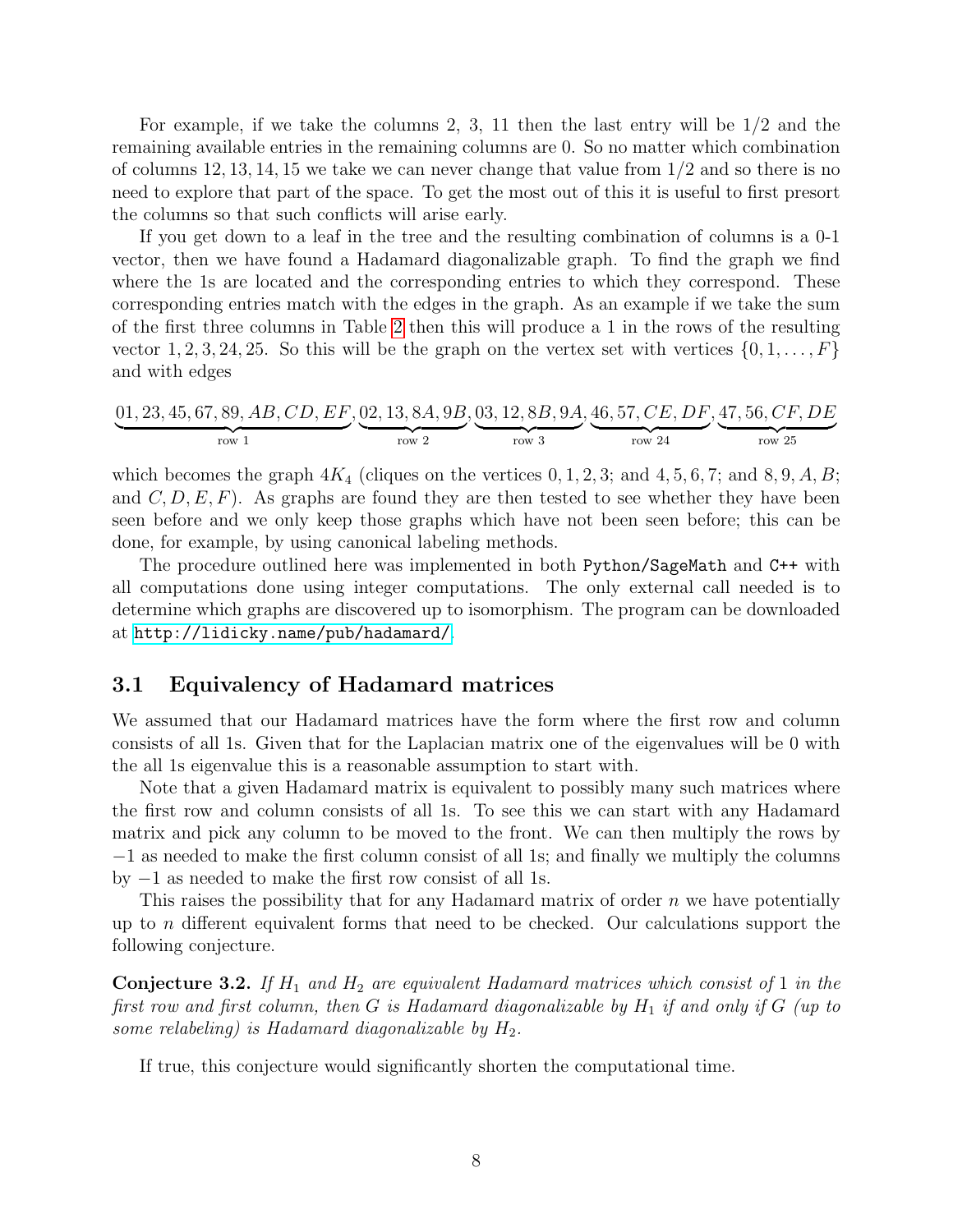For example, if we take the columns 2, 3, 11 then the last entry will be $1/2$ and the remaining available entries in the remaining columns are 0. So no matter which combination of columns $12, 13, 14, 15$ we take we can never change that value from $1/2$ and so there is no need to explore that part of the space. To get the most out of this it is useful to first presort the columns so that such conflicts will arise early.

If you get down to a leaf in the tree and the resulting combination of columns is a 0-1 vector, then we have found a Hadamard diagonalizable graph. To find the graph we find where the 1s are located and the corresponding entries to which they correspond. These corresponding entries match with the edges in the graph. As an example if we take the sum of the first three columns in Table 2 then this will produce a 1 in the rows of the resulting vector $1, 2, 3, 24, 25$. So this will be the graph on the vertex set with vertices $\{0, 1, \ldots, F\}$ and with edges

$$\underbrace{01, 23, 45, 67, 89, AB, CD, EF}_{\text{row 1}}, \underbrace{02, 13, 8A, 9B}_{\text{row 2}}, \underbrace{03, 12, 8B, 9A}_{\text{row 3}}, \underbrace{46, 57, CE, DF}_{\text{row 24}}, \underbrace{47, 56, CF, DE}_{\text{row 25}}$$

which becomes the graph $4K_4$ (cliques on the vertices $0, 1, 2, 3$; and $4, 5, 6, 7$; and $8, 9, A, B$; and $C, D, E, F$). As graphs are found they are then tested to see whether they have been seen before and we only keep those graphs which have not been seen before; this can be done, for example, by using canonical labeling methods.

The procedure outlined here was implemented in both `Python/SageMath` and `C++` with all computations done using integer computations. The only external call needed is to determine which graphs are discovered up to isomorphism. The program can be downloaded at http://lidicky.name/pub/hadamard/.

### 3.1 Equivalency of Hadamard matrices

We assumed that our Hadamard matrices have the form where the first row and column consists of all 1s. Given that for the Laplacian matrix one of the eigenvalues will be 0 with the all 1s eigenvalue this is a reasonable assumption to start with.

Note that a given Hadamard matrix is equivalent to possibly many such matrices where the first row and column consists of all 1s. To see this we can start with any Hadamard matrix and pick any column to be moved to the front. We can then multiply the rows by $-1$ as needed to make the first column consist of all 1s; and finally we multiply the columns by $-1$ as needed to make the first row consist of all 1s.

This raises the possibility that for any Hadamard matrix of order $n$ we have potentially up to $n$ different equivalent forms that need to be checked. Our calculations support the following conjecture.

**Conjecture 3.2.** *If $H_1$ and $H_2$ are equivalent Hadamard matrices which consist of 1 in the first row and first column, then $G$ is Hadamard diagonalizable by $H_1$ if and only if $G$ (up to some relabeling) is Hadamard diagonalizable by $H_2$.*

If true, this conjecture would significantly shorten the computational time.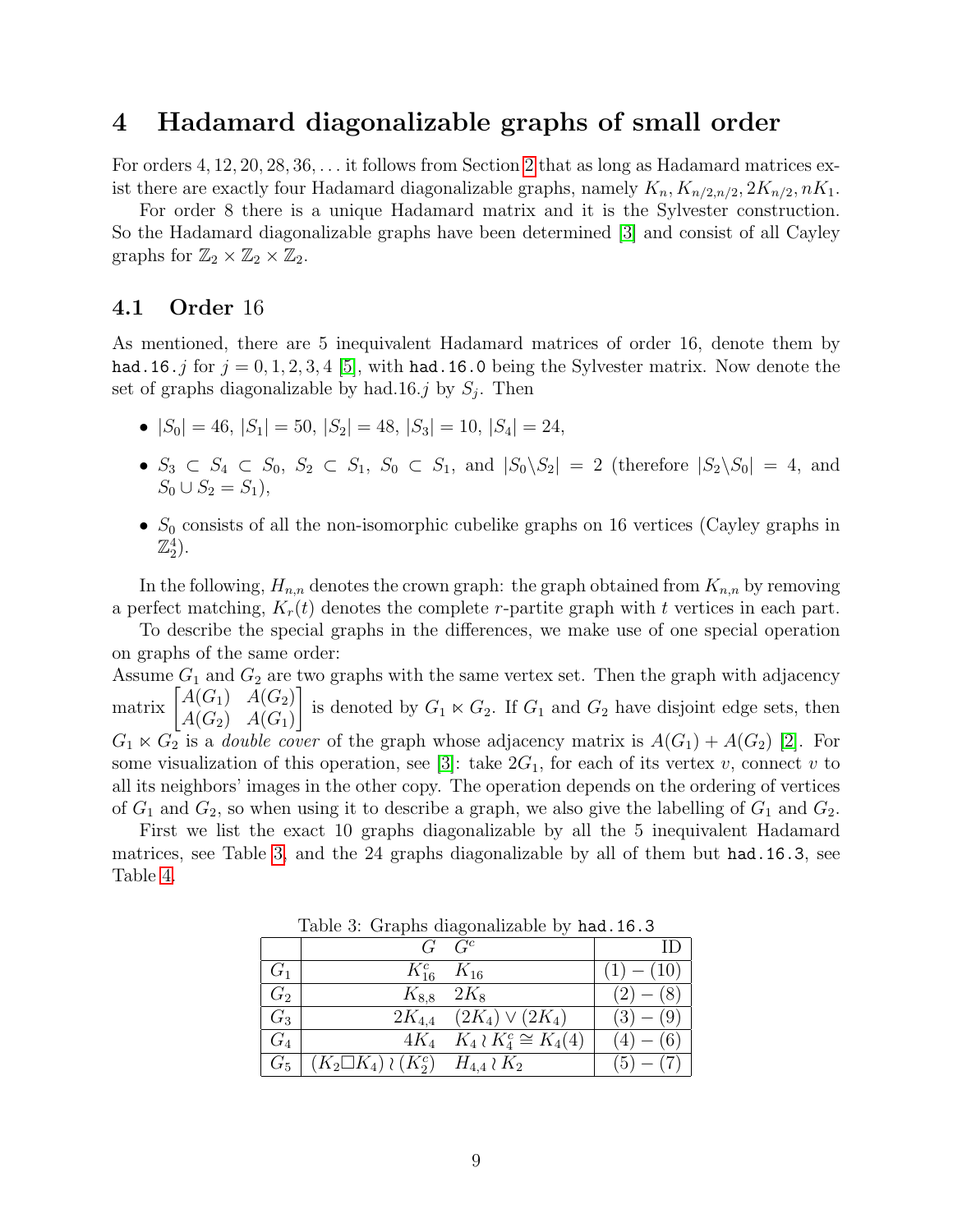# 4 Hadamard diagonalizable graphs of small order

For orders $4, 12, 20, 28, 36, \ldots$ it follows from Section 2 that as long as Hadamard matrices exist there are exactly four Hadamard diagonalizable graphs, namely $K_n, K_{n/2,n/2}, 2K_{n/2}, nK_1$.

For order 8 there is a unique Hadamard matrix and it is the Sylvester construction. So the Hadamard diagonalizable graphs have been determined [3] and consist of all Cayley graphs for $\mathbb{Z}_2 \times \mathbb{Z}_2 \times \mathbb{Z}_2$.

## 4.1 Order 16

As mentioned, there are 5 inequivalent Hadamard matrices of order 16, denote them by `had.16.`$j$ for $j = 0, 1, 2, 3, 4$ [5], with `had.16.0` being the Sylvester matrix. Now denote the set of graphs diagonalizable by had.16.$j$ by $S_j$. Then

- $|S_0| = 46$, $|S_1| = 50$, $|S_2| = 48$, $|S_3| = 10$, $|S_4| = 24$,
- $S_3 \subset S_4 \subset S_0$, $S_2 \subset S_1$, $S_0 \subset S_1$, and $|S_0 \backslash S_2| = 2$ (therefore $|S_2 \backslash S_0| = 4$, and $S_0 \cup S_2 = S_1$),
- $S_0$ consists of all the non-isomorphic cubelike graphs on 16 vertices (Cayley graphs in $\mathbb{Z}_2^4$).

In the following, $H_{n,n}$ denotes the crown graph: the graph obtained from $K_{n,n}$ by removing a perfect matching, $K_r(t)$ denotes the complete $r$-partite graph with $t$ vertices in each part.

To describe the special graphs in the differences, we make use of one special operation on graphs of the same order:

Assume $G_1$ and $G_2$ are two graphs with the same vertex set. Then the graph with adjacency matrix $\begin{bmatrix} A(G_1) & A(G_2) \\ A(G_2) & A(G_1) \end{bmatrix}$ is denoted by $G_1 \ltimes G_2$. If $G_1$ and $G_2$ have disjoint edge sets, then $G_1 \ltimes G_2$ is a *double cover* of the graph whose adjacency matrix is $A(G_1) + A(G_2)$ [2]. For some visualization of this operation, see [3]: take $2G_1$, for each of its vertex $v$, connect $v$ to all its neighbors' images in the other copy. The operation depends on the ordering of vertices of $G_1$ and $G_2$, so when using it to describe a graph, we also give the labelling of $G_1$ and $G_2$.

First we list the exact 10 graphs diagonalizable by all the 5 inequivalent Hadamard matrices, see Table 3, and the 24 graphs diagonalizable by all of them but `had.16.3`, see Table 4.

Table 3: Graphs diagonalizable by `had.16.3`

| | $G$ | $G^c$ | ID |
|---|---|---|---|
| $G_1$ | $K_{16}^c$ | $K_{16}$ | $(1)-(10)$ |
| $G_2$ | $K_{8,8}$ | $2K_8$ | $(2)-(8)$ |
| $G_3$ | $2K_{4,4}$ | $(2K_4) \vee (2K_4)$ | $(3)-(9)$ |
| $G_4$ | $4K_4$ | $K_4 \wr K_4^c \cong K_4(4)$ | $(4)-(6)$ |
| $G_5$ | $(K_2 \square K_4) \wr (K_2^c)$ | $H_{4,4} \wr K_2$ | $(5)-(7)$ |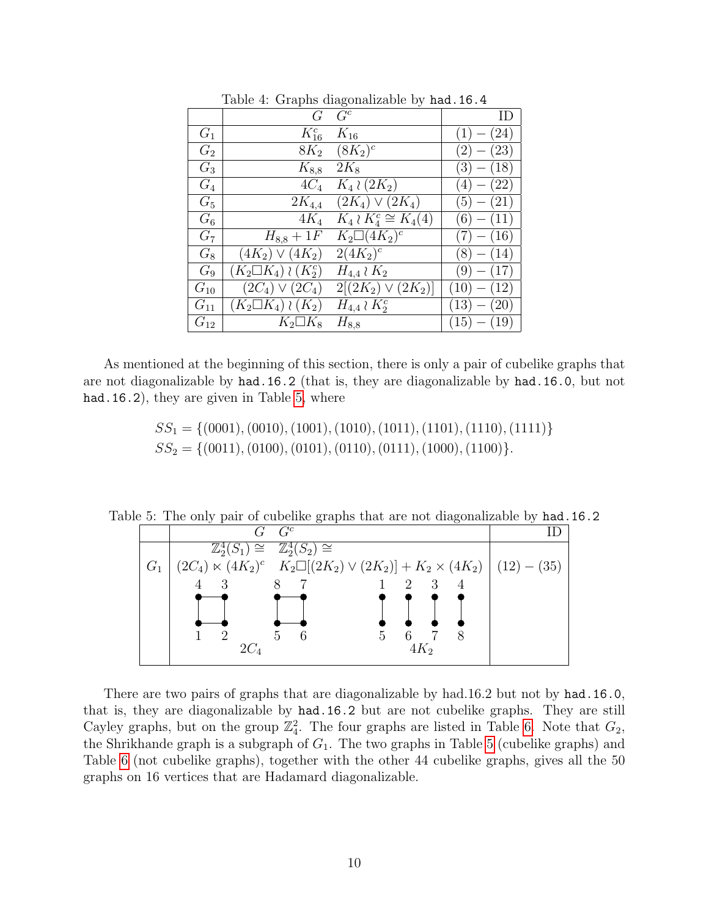Table 4: Graphs diagonalizable by `had.16.4`

| | $G$ $G^c$ | | ID |
|---|---|---|---|
| $G_1$ | $K_{16}^c$ | $K_{16}$ | $(1)-(24)$ |
| $G_2$ | $8K_2$ | $(8K_2)^c$ | $(2)-(23)$ |
| $G_3$ | $K_{8,8}$ | $2K_8$ | $(3)-(18)$ |
| $G_4$ | $4C_4$ | $K_4 \wr (2K_2)$ | $(4)-(22)$ |
| $G_5$ | $2K_{4,4}$ | $(2K_4) \vee (2K_4)$ | $(5)-(21)$ |
| $G_6$ | $4K_4$ | $K_4 \wr K_4^c \cong K_4(4)$ | $(6)-(11)$ |
| $G_7$ | $H_{8,8}+1F$ | $K_2 \square (4K_2)^c$ | $(7)-(16)$ |
| $G_8$ | $(4K_2) \vee (4K_2)$ | $2(4K_2)^c$ | $(8)-(14)$ |
| $G_9$ | $(K_2 \square K_4) \wr (K_2^c)$ | $H_{4,4} \wr K_2$ | $(9)-(17)$ |
| $G_{10}$ | $(2C_4) \vee (2C_4)$ | $2[(2K_2) \vee (2K_2)]$ | $(10)-(12)$ |
| $G_{11}$ | $(K_2 \square K_4) \wr (K_2)$ | $H_{4,4} \wr K_2^c$ | $(13)-(20)$ |
| $G_{12}$ | $K_2 \square K_8$ | $H_{8,8}$ | $(15)-(19)$ |

As mentioned at the beginning of this section, there is only a pair of cubelike graphs that are not diagonalizable by `had.16.2` (that is, they are diagonalizable by `had.16.0`, but not `had.16.2`), they are given in Table 5, where

$$SS_1 = \{(0001),(0010),(1001),(1010),(1011),(1101),(1110),(1111)\}$$
$$SS_2 = \{(0011),(0100),(0101),(0110),(0111),(1000),(1100)\}.$$

Table 5: The only pair of cubelike graphs that are not diagonalizable by `had.16.2`

| | $G$ | $G^c$ | ID |
|---|---|---|---|
| $G_1$ | $\mathbb{Z}_2^4(S_1) \cong (2C_4) \ltimes (4K_2)^c$ | $\mathbb{Z}_2^4(S_2) \cong K_2 \square [(2K_2) \vee (2K_2)] + K_2 \times (4K_2)$ | $(12)-(35)$ |
| | $2C_4$ (vertices 1,2,3,4 and 5,6,7,8) | $4K_2$ (edges 1–5, 2–6, 3–7, 4–8) | |

There are two pairs of graphs that are diagonalizable by had.16.2 but not by `had.16.0`, that is, they are diagonalizable by `had.16.2` but are not cubelike graphs. They are still Cayley graphs, but on the group $\mathbb{Z}_4^2$. The four graphs are listed in Table 6. Note that $G_2$, the Shrikhande graph is a subgraph of $G_1$. The two graphs in Table 5 (cubelike graphs) and Table 6 (not cubelike graphs), together with the other 44 cubelike graphs, gives all the 50 graphs on 16 vertices that are Hadamard diagonalizable.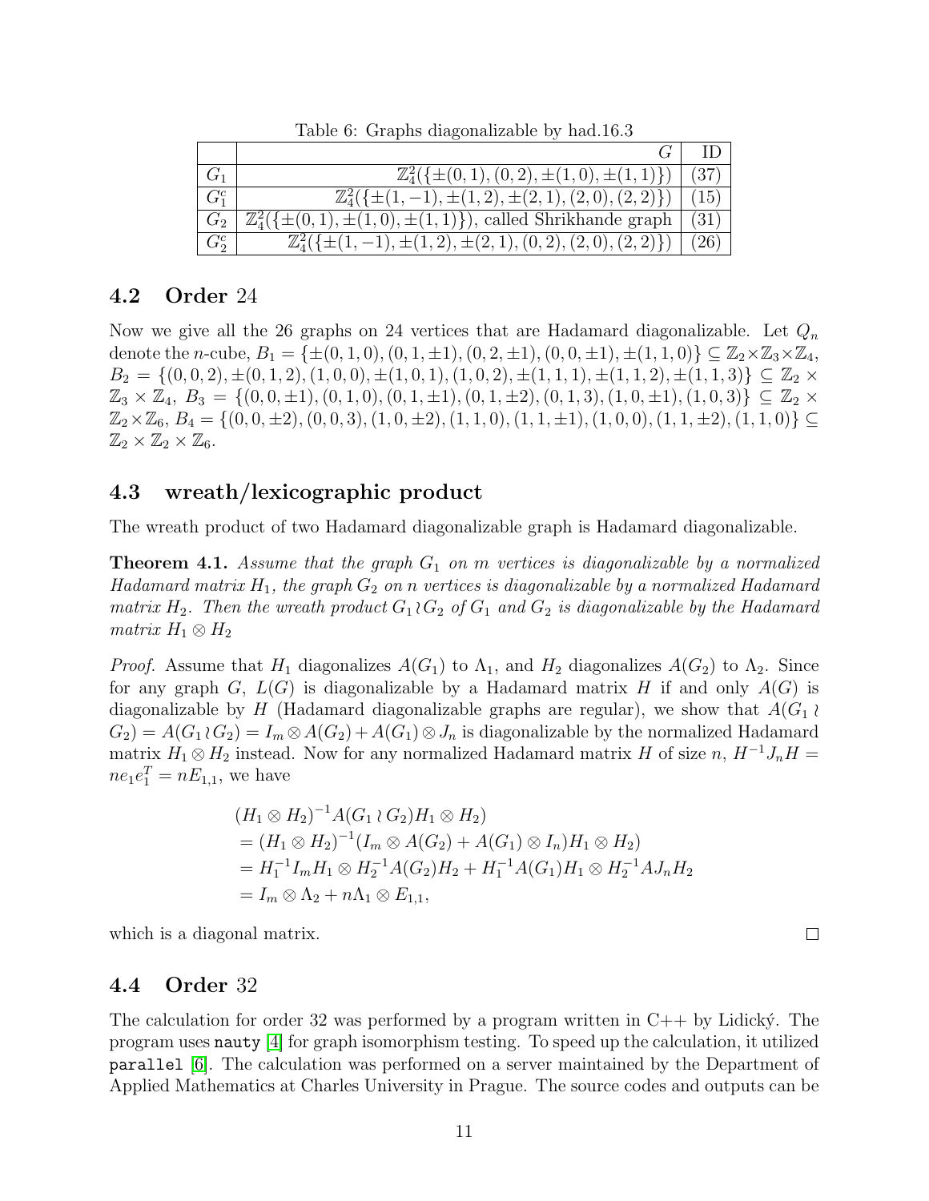Table 6: Graphs diagonalizable by had.16.3

| | $G$ | ID |
|---|---|---|
| $G_1$ | $\mathbb{Z}_4^2(\{\pm(0,1),(0,2),\pm(1,0),\pm(1,1)\})$ | (37) |
| $G_1^c$ | $\mathbb{Z}_4^2(\{\pm(1,-1),\pm(1,2),\pm(2,1),(2,0),(2,2)\})$ | (15) |
| $G_2$ | $\mathbb{Z}_4^2(\{\pm(0,1),\pm(1,0),\pm(1,1)\})$, called Shrikhande graph | (31) |
| $G_2^c$ | $\mathbb{Z}_4^2(\{\pm(1,-1),\pm(1,2),\pm(2,1),(0,2),(2,0),(2,2)\})$ | (26) |

## 4.2 Order 24

Now we give all the 26 graphs on 24 vertices that are Hadamard diagonalizable. Let $Q_n$ denote the $n$-cube, $B_1 = \{\pm(0,1,0),(0,1,\pm1),(0,2,\pm1),(0,0,\pm1),\pm(1,1,0)\} \subseteq \mathbb{Z}_2\times\mathbb{Z}_3\times\mathbb{Z}_4$, $B_2 = \{(0,0,2),\pm(0,1,2),(1,0,0),\pm(1,0,1),(1,0,2),\pm(1,1,1),\pm(1,1,2),\pm(1,1,3)\} \subseteq \mathbb{Z}_2\times\mathbb{Z}_3\times\mathbb{Z}_4$, $B_3 = \{(0,0,\pm1),(0,1,0),(0,1,\pm1),(0,1,\pm2),(0,1,3),(1,0,\pm1),(1,0,3)\} \subseteq \mathbb{Z}_2\times\mathbb{Z}_2\times\mathbb{Z}_6$, $B_4 = \{(0,0,\pm2),(0,0,3),(1,0,\pm2),(1,1,0),(1,1,\pm1),(1,0,0),(1,1,\pm2),(1,1,0)\} \subseteq \mathbb{Z}_2\times\mathbb{Z}_2\times\mathbb{Z}_6$.

## 4.3 wreath/lexicographic product

The wreath product of two Hadamard diagonalizable graph is Hadamard diagonalizable.

**Theorem 4.1.** *Assume that the graph $G_1$ on $m$ vertices is diagonalizable by a normalized Hadamard matrix $H_1$, the graph $G_2$ on $n$ vertices is diagonalizable by a normalized Hadamard matrix $H_2$. Then the wreath product $G_1 \wr G_2$ of $G_1$ and $G_2$ is diagonalizable by the Hadamard matrix $H_1 \otimes H_2$*

*Proof.* Assume that $H_1$ diagonalizes $A(G_1)$ to $\Lambda_1$, and $H_2$ diagonalizes $A(G_2)$ to $\Lambda_2$. Since for any graph $G$, $L(G)$ is diagonalizable by a Hadamard matrix $H$ if and only $A(G)$ is diagonalizable by $H$ (Hadamard diagonalizable graphs are regular), we show that $A(G_1 \wr G_2) = A(G_1 \wr G_2) = I_m \otimes A(G_2) + A(G_1) \otimes J_n$ is diagonalizable by the normalized Hadamard matrix $H_1 \otimes H_2$ instead. Now for any normalized Hadamard matrix $H$ of size $n$, $H^{-1}J_nH = ne_1e_1^T = nE_{1,1}$, we have

$$
\begin{aligned}
&(H_1 \otimes H_2)^{-1}A(G_1 \wr G_2)H_1 \otimes H_2) \\
&= (H_1 \otimes H_2)^{-1}(I_m \otimes A(G_2) + A(G_1) \otimes I_n)H_1 \otimes H_2) \\
&= H_1^{-1}I_mH_1 \otimes H_2^{-1}A(G_2)H_2 + H_1^{-1}A(G_1)H_1 \otimes H_2^{-1}AJ_nH_2 \\
&= I_m \otimes \Lambda_2 + n\Lambda_1 \otimes E_{1,1},
\end{aligned}
$$

which is a diagonal matrix. $\square$

## 4.4 Order 32

The calculation for order 32 was performed by a program written in C++ by Lidický. The program uses `nauty` [4] for graph isomorphism testing. To speed up the calculation, it utilized `parallel` [6]. The calculation was performed on a server maintained by the Department of Applied Mathematics at Charles University in Prague. The source codes and outputs can be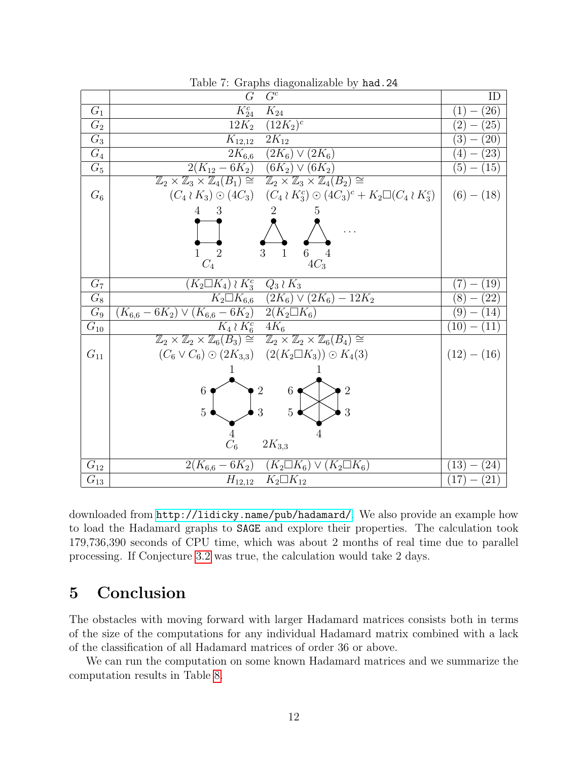Table 7: Graphs diagonalizable by `had.24`

| | $G$ | $G^c$ | ID |
|---|---|---|---|
| $G_1$ | $K_{24}^c$ | $K_{24}$ | $(1)-(26)$ |
| $G_2$ | $12K_2$ | $(12K_2)^c$ | $(2)-(25)$ |
| $G_3$ | $K_{12,12}$ | $2K_{12}$ | $(3)-(20)$ |
| $G_4$ | $2K_{6,6}$ | $(2K_6)\vee(2K_6)$ | $(4)-(23)$ |
| $G_5$ | $2(K_{12}-6K_2)$ | $(6K_2)\vee(6K_2)$ | $(5)-(15)$ |
| $G_6$ | $\mathbb{Z}_2\times\mathbb{Z}_3\times\mathbb{Z}_4(B_1)\cong$ $(C_4\wr K_3)\odot(4C_3)$ | $\mathbb{Z}_2\times\mathbb{Z}_3\times\mathbb{Z}_4(B_2)\cong$ $(C_4\wr K_3^c)\odot(4C_3)^c+K_2\square(C_4\wr K_3^c)$ | $(6)-(18)$ |
| $G_7$ | $(K_2\square K_4)\wr K_3^c$ | $Q_3\wr K_3$ | $(7)-(19)$ |
| $G_8$ | $K_2\square K_{6,6}$ | $(2K_6)\vee(2K_6)-12K_2$ | $(8)-(22)$ |
| $G_9$ | $(K_{6,6}-6K_2)\vee(K_{6,6}-6K_2)$ | $2(K_2\square K_6)$ | $(9)-(14)$ |
| $G_{10}$ | $K_4\wr K_6^c$ | $4K_6$ | $(10)-(11)$ |
| $G_{11}$ | $\mathbb{Z}_2\times\mathbb{Z}_2\times\mathbb{Z}_6(B_3)\cong$ $(C_6\vee C_6)\odot(2K_{3,3})$ | $\mathbb{Z}_2\times\mathbb{Z}_2\times\mathbb{Z}_6(B_4)\cong$ $(2(K_2\square K_3))\odot K_4(3)$ | $(12)-(16)$ |
| $G_{12}$ | $2(K_{6,6}-6K_2)$ | $(K_2\square K_6)\vee(K_2\square K_6)$ | $(13)-(24)$ |
| $G_{13}$ | $H_{12,12}$ | $K_2\square K_{12}$ | $(17)-(21)$ |

downloaded from http://lidicky.name/pub/hadamard/. We also provide an example how to load the Hadamard graphs to `SAGE` and explore their properties. The calculation took 179,736,390 seconds of CPU time, which was about 2 months of real time due to parallel processing. If Conjecture 3.2 was true, the calculation would take 2 days.

# 5 Conclusion

The obstacles with moving forward with larger Hadamard matrices consists both in terms of the size of the computations for any individual Hadamard matrix combined with a lack of the classification of all Hadamard matrices of order 36 or above.

We can run the computation on some known Hadamard matrices and we summarize the computation results in Table 8.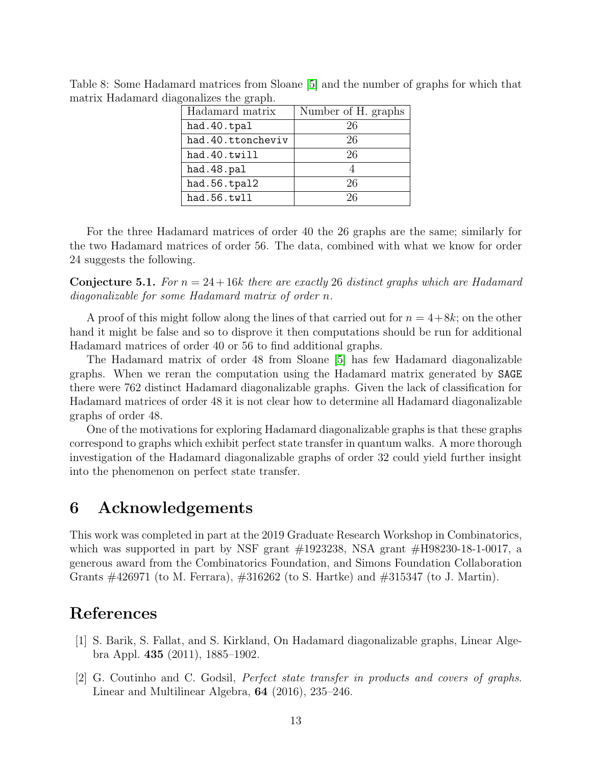Table 8: Some Hadamard matrices from Sloane [5] and the number of graphs for which that matrix Hadamard diagonalizes the graph.

| Hadamard matrix | Number of H. graphs |
| --- | --- |
| `had.40.tpal` | 26 |
| `had.40.ttoncheviv` | 26 |
| `had.40.twill` | 26 |
| `had.48.pal` | 4 |
| `had.56.tpal2` | 26 |
| `had.56.twll` | 26 |

For the three Hadamard matrices of order 40 the 26 graphs are the same; similarly for the two Hadamard matrices of order 56. The data, combined with what we know for order 24 suggests the following.

**Conjecture 5.1.** *For $n = 24 + 16k$ there are exactly 26 distinct graphs which are Hadamard diagonalizable for some Hadamard matrix of order $n$.*

A proof of this might follow along the lines of that carried out for $n = 4 + 8k$; on the other hand it might be false and so to disprove it then computations should be run for additional Hadamard matrices of order 40 or 56 to find additional graphs.

The Hadamard matrix of order 48 from Sloane [5] has few Hadamard diagonalizable graphs. When we reran the computation using the Hadamard matrix generated by `SAGE` there were 762 distinct Hadamard diagonalizable graphs. Given the lack of classification for Hadamard matrices of order 48 it is not clear how to determine all Hadamard diagonalizable graphs of order 48.

One of the motivations for exploring Hadamard diagonalizable graphs is that these graphs correspond to graphs which exhibit perfect state transfer in quantum walks. A more thorough investigation of the Hadamard diagonalizable graphs of order 32 could yield further insight into the phenomenon on perfect state transfer.

## 6 Acknowledgements

This work was completed in part at the 2019 Graduate Research Workshop in Combinatorics, which was supported in part by NSF grant #1923238, NSA grant #H98230-18-1-0017, a generous award from the Combinatorics Foundation, and Simons Foundation Collaboration Grants #426971 (to M. Ferrara), #316262 (to S. Hartke) and #315347 (to J. Martin).

## References

[1] S. Barik, S. Fallat, and S. Kirkland, On Hadamard diagonalizable graphs, Linear Algebra Appl. **435** (2011), 1885–1902.

[2] G. Coutinho and C. Godsil, *Perfect state transfer in products and covers of graphs*. Linear and Multilinear Algebra, **64** (2016), 235–246.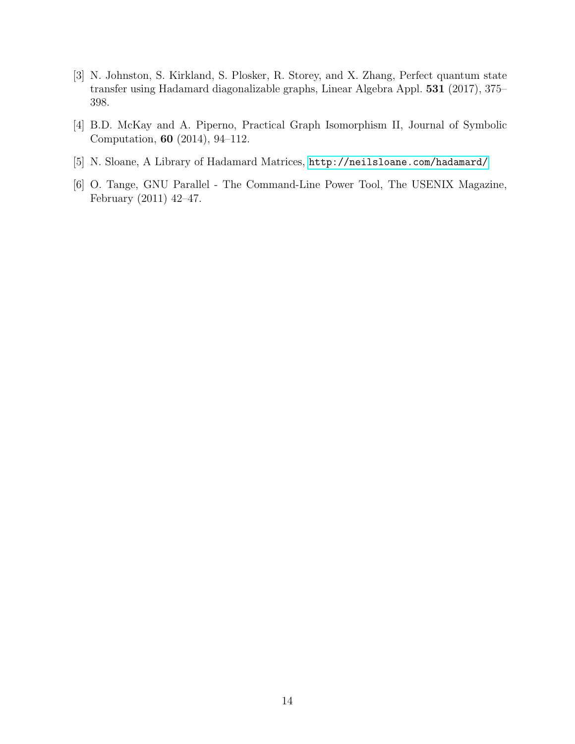[3] N. Johnston, S. Kirkland, S. Plosker, R. Storey, and X. Zhang, Perfect quantum state transfer using Hadamard diagonalizable graphs, Linear Algebra Appl. **531** (2017), 375–398.

[4] B.D. McKay and A. Piperno, Practical Graph Isomorphism II, Journal of Symbolic Computation, **60** (2014), 94–112.

[5] N. Sloane, A Library of Hadamard Matrices, http://neilsloane.com/hadamard/

[6] O. Tange, GNU Parallel - The Command-Line Power Tool, The USENIX Magazine, February (2011) 42–47.